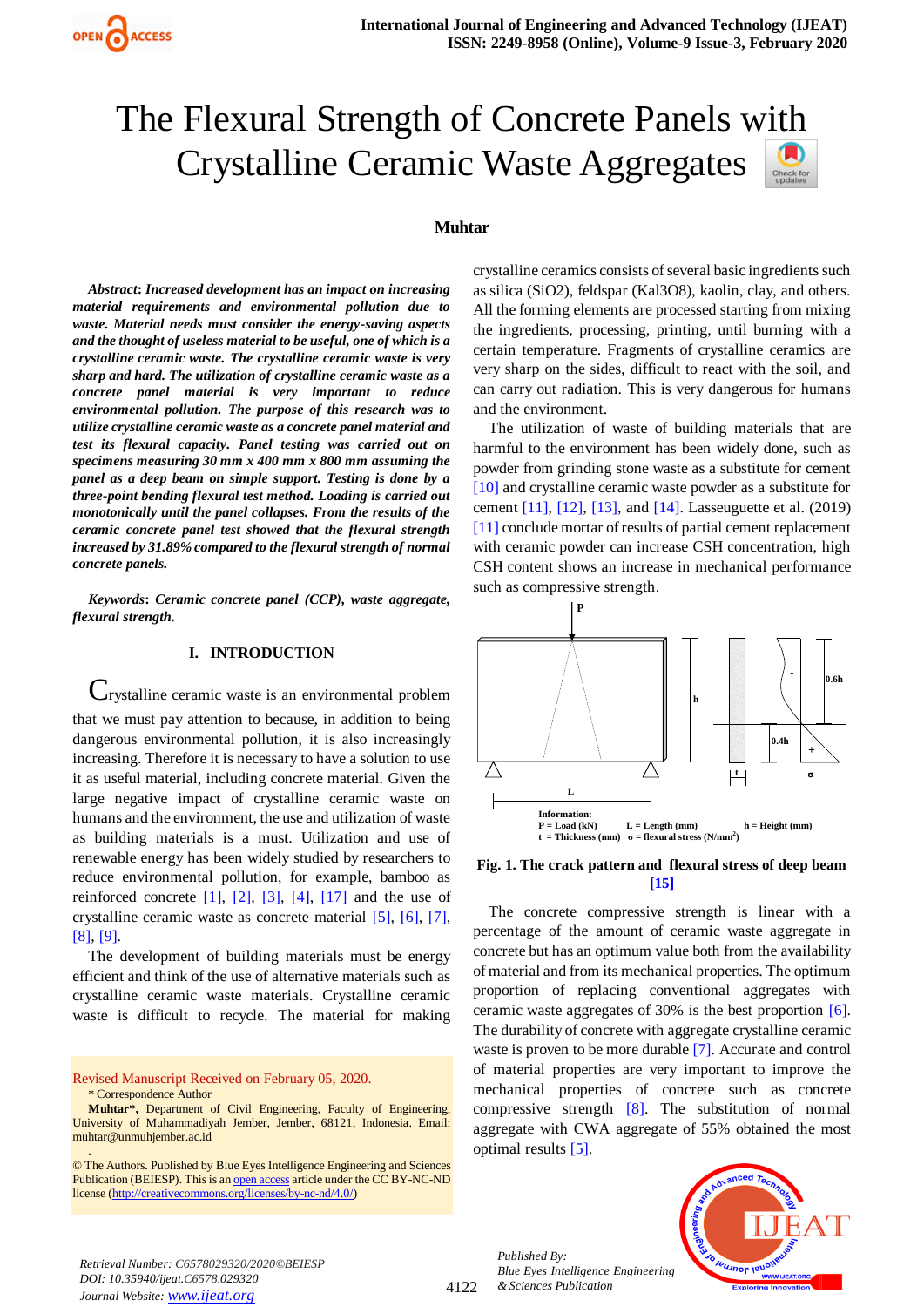# The Flexural Strength of Concrete Panels with Crystalline Ceramic Waste Aggregates

**Muhtar**

***Abstract*****: *Increased development has an impact on increasing material requirements and environmental pollution due to waste. Material needs must consider the energy-saving aspects and the thought of useless material to be useful, one of which is a crystalline ceramic waste. The crystalline ceramic waste is very sharp and hard. The utilization of crystalline ceramic waste as a concrete panel material is very important to reduce environmental pollution. The purpose of this research was to utilize crystalline ceramic waste as a concrete panel material and test its flexural capacity. Panel testing was carried out on specimens measuring 30 mm x 400 mm x 800 mm assuming the panel as a deep beam on simple support. Testing is done by a three-point bending flexural test method. Loading is carried out monotonically until the panel collapses. From the results of the ceramic concrete panel test showed that the flexural strength increased by 31.89% compared to the flexural strength of normal concrete panels.***

***Keywords*****: *Ceramic concrete panel (CCP), waste aggregate, flexural strength.***

## I. INTRODUCTION

Crystalline ceramic waste is an environmental problem that we must pay attention to because, in addition to being dangerous environmental pollution, it is also increasingly increasing. Therefore it is necessary to have a solution to use it as useful material, including concrete material. Given the large negative impact of crystalline ceramic waste on humans and the environment, the use and utilization of waste as building materials is a must. Utilization and use of renewable energy has been widely studied by researchers to reduce environmental pollution, for example, bamboo as reinforced concrete [1], [2], [3], [4], [17] and the use of crystalline ceramic waste as concrete material [5], [6], [7], [8], [9].

The development of building materials must be energy efficient and think of the use of alternative materials such as crystalline ceramic waste materials. Crystalline ceramic waste is difficult to recycle. The material for making crystalline ceramics consists of several basic ingredients such as silica (SiO2), feldspar (Kal3O8), kaolin, clay, and others. All the forming elements are processed starting from mixing the ingredients, processing, printing, until burning with a certain temperature. Fragments of crystalline ceramics are very sharp on the sides, difficult to react with the soil, and can carry out radiation. This is very dangerous for humans and the environment.

The utilization of waste of building materials that are harmful to the environment has been widely done, such as powder from grinding stone waste as a substitute for cement [10] and crystalline ceramic waste powder as a substitute for cement [11], [12], [13], and [14]. Lasseuguette et al. (2019) [11] conclude mortar of results of partial cement replacement with ceramic powder can increase CSH concentration, high CSH content shows an increase in mechanical performance such as compressive strength.

P, h, 0.6h, 0.4h, L, t, σ

Information:
P = Load (kN) L = Length (mm) h = Height (mm)
t = Thickness (mm) σ = flexural stress (N/mm$^2$)

**Fig. 1. The crack pattern and flexural stress of deep beam [15]**

The concrete compressive strength is linear with a percentage of the amount of ceramic waste aggregate in concrete but has an optimum value both from the availability of material and from its mechanical properties. The optimum proportion of replacing conventional aggregates with ceramic waste aggregates of 30% is the best proportion [6]. The durability of concrete with aggregate crystalline ceramic waste is proven to be more durable [7]. Accurate and control of material properties are very important to improve the mechanical properties of concrete such as concrete compressive strength [8]. The substitution of normal aggregate with CWA aggregate of 55% obtained the most optimal results [5].

Revised Manuscript Received on February 05, 2020.
\* Correspondence Author
**Muhtar\*,** Department of Civil Engineering, Faculty of Engineering, University of Muhammadiyah Jember, Jember, 68121, Indonesia. Email: muhtar@unmuhjember.ac.id

© The Authors. Published by Blue Eyes Intelligence Engineering and Sciences Publication (BEIESP). This is an open access article under the CC BY-NC-ND license (http://creativecommons.org/licenses/by-nc-nd/4.0/)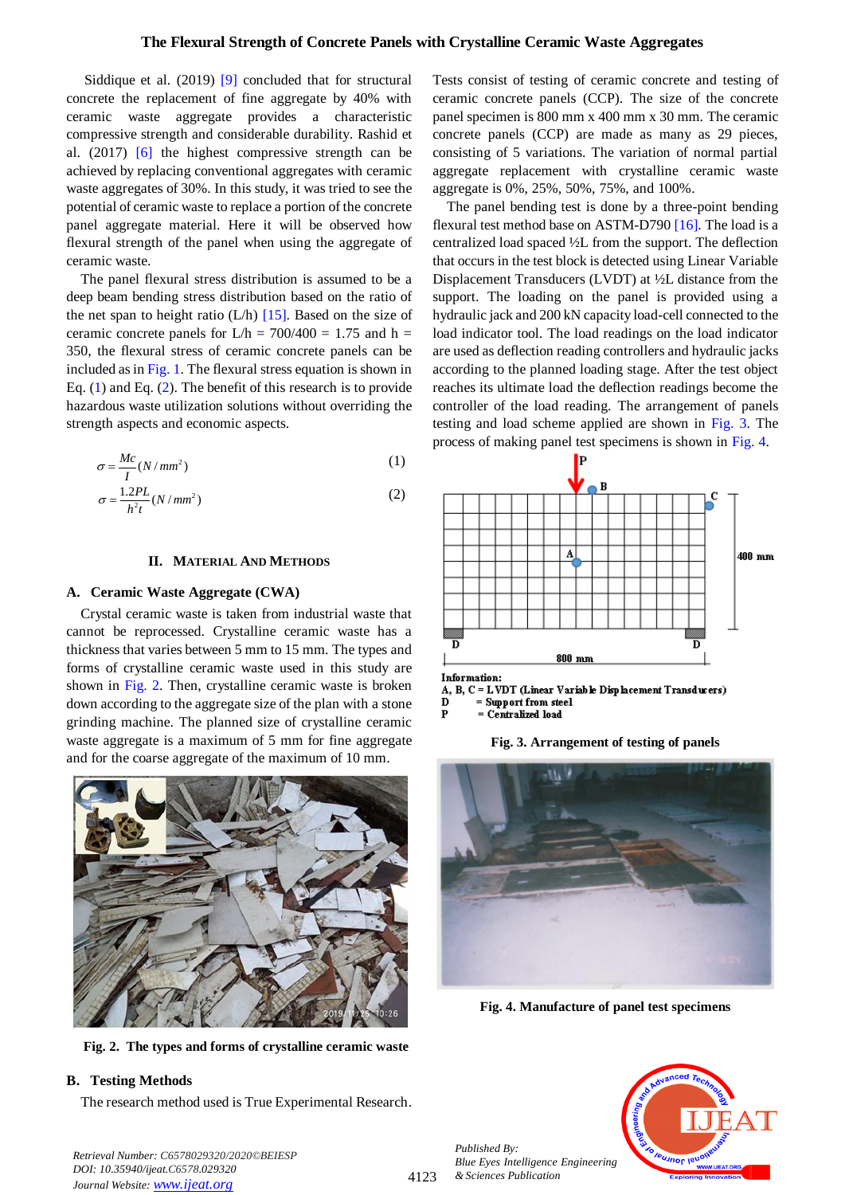Siddique et al. (2019) [9] concluded that for structural concrete the replacement of fine aggregate by 40% with ceramic waste aggregate provides a characteristic compressive strength and considerable durability. Rashid et al. (2017) [6] the highest compressive strength can be achieved by replacing conventional aggregates with ceramic waste aggregates of 30%. In this study, it was tried to see the potential of ceramic waste to replace a portion of the concrete panel aggregate material. Here it will be observed how flexural strength of the panel when using the aggregate of ceramic waste.

The panel flexural stress distribution is assumed to be a deep beam bending stress distribution based on the ratio of the net span to height ratio (L/h) [15]. Based on the size of ceramic concrete panels for L/h = 700/400 = 1.75 and h = 350, the flexural stress of ceramic concrete panels can be included as in Fig. 1. The flexural stress equation is shown in Eq. (1) and Eq. (2). The benefit of this research is to provide hazardous waste utilization solutions without overriding the strength aspects and economic aspects.

$$\sigma = \frac{Mc}{I}(N/mm^2) \quad (1)$$

$$\sigma = \frac{1.2PL}{h^2 t}(N/mm^2) \quad (2)$$

## II. MATERIAL AND METHODS

### A. Ceramic Waste Aggregate (CWA)

Crystal ceramic waste is taken from industrial waste that cannot be reprocessed. Crystalline ceramic waste has a thickness that varies between 5 mm to 15 mm. The types and forms of crystalline ceramic waste used in this study are shown in Fig. 2. Then, crystalline ceramic waste is broken down according to the aggregate size of the plan with a stone grinding machine. The planned size of crystalline ceramic waste aggregate is a maximum of 5 mm for fine aggregate and for the coarse aggregate of the maximum of 10 mm.

**Fig. 2. The types and forms of crystalline ceramic waste**

### B. Testing Methods

The research method used is True Experimental Research. Tests consist of testing of ceramic concrete and testing of ceramic concrete panels (CCP). The size of the concrete panel specimen is 800 mm x 400 mm x 30 mm. The ceramic concrete panels (CCP) are made as many as 29 pieces, consisting of 5 variations. The variation of normal partial aggregate replacement with crystalline ceramic waste aggregate is 0%, 25%, 50%, 75%, and 100%.

The panel bending test is done by a three-point bending flexural test method base on ASTM-D790 [16]. The load is a centralized load spaced ½L from the support. The deflection that occurs in the test block is detected using Linear Variable Displacement Transducers (LVDT) at ½L distance from the support. The loading on the panel is provided using a hydraulic jack and 200 kN capacity load-cell connected to the load indicator tool. The load readings on the load indicator are used as deflection reading controllers and hydraulic jacks according to the planned loading stage. After the test object reaches its ultimate load the deflection readings become the controller of the load reading. The arrangement of panels testing and load scheme applied are shown in Fig. 3. The process of making panel test specimens is shown in Fig. 4.

Information:
A, B, C = LVDT (Linear Variable Displacement Transducers)
D = Support from steel
P = Centralized load

**Fig. 3. Arrangement of testing of panels**

**Fig. 4. Manufacture of panel test specimens**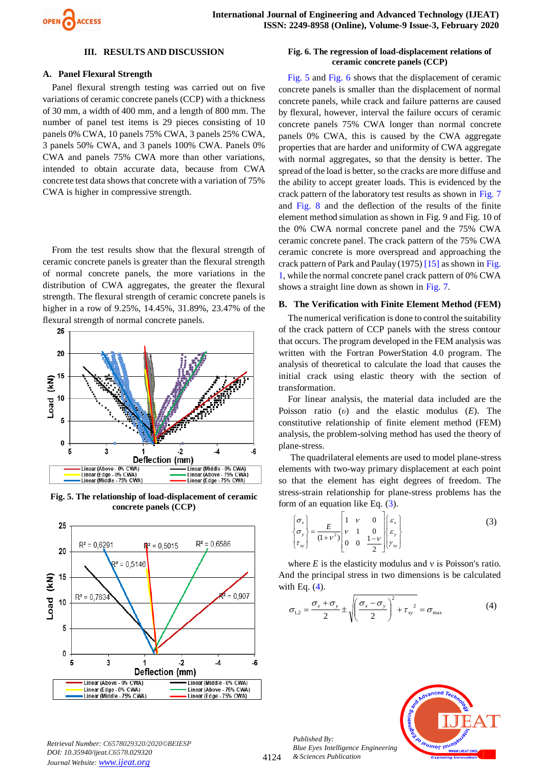## III. RESULTS AND DISCUSSION

### A. Panel Flexural Strength

Panel flexural strength testing was carried out on five variations of ceramic concrete panels (CCP) with a thickness of 30 mm, a width of 400 mm, and a length of 800 mm. The number of panel test items is 29 pieces consisting of 10 panels 0% CWA, 10 panels 75% CWA, 3 panels 25% CWA, 3 panels 50% CWA, and 3 panels 100% CWA. Panels 0% CWA and panels 75% CWA more than other variations, intended to obtain accurate data, because from CWA concrete test data shows that concrete with a variation of 75% CWA is higher in compressive strength.

From the test results show that the flexural strength of ceramic concrete panels is greater than the flexural strength of normal concrete panels, the more variations in the distribution of CWA aggregates, the greater the flexural strength. The flexural strength of ceramic concrete panels is higher in a row of 9.25%, 14.45%, 31.89%, 23.47% of the flexural strength of normal concrete panels.

**Fig. 5. The relationship of load-displacement of ceramic concrete panels (CCP)**

**Fig. 6. The regression of load-displacement relations of ceramic concrete panels (CCP)**

Fig. 5 and Fig. 6 shows that the displacement of ceramic concrete panels is smaller than the displacement of normal concrete panels, while crack and failure patterns are caused by flexural, however, interval the failure occurs of ceramic concrete panels 75% CWA longer than normal concrete panels 0% CWA, this is caused by the CWA aggregate properties that are harder and uniformity of CWA aggregate with normal aggregates, so that the density is better. The spread of the load is better, so the cracks are more diffuse and the ability to accept greater loads. This is evidenced by the crack pattern of the laboratory test results as shown in Fig. 7 and Fig. 8 and the deflection of the results of the finite element method simulation as shown in Fig. 9 and Fig. 10 of the 0% CWA normal concrete panel and the 75% CWA ceramic concrete panel. The crack pattern of the 75% CWA ceramic concrete is more overspread and approaching the crack pattern of Park and Paulay (1975) [15] as shown in Fig. 1, while the normal concrete panel crack pattern of 0% CWA shows a straight line down as shown in Fig. 7.

### B. The Verification with Finite Element Method (FEM)

The numerical verification is done to control the suitability of the crack pattern of CCP panels with the stress contour that occurs. The program developed in the FEM analysis was written with the Fortran PowerStation 4.0 program. The analysis of theoretical to calculate the load that causes the initial crack using elastic theory with the section of transformation.

For linear analysis, the material data included are the Poisson ratio ($\upsilon$) and the elastic modulus ($E$). The constitutive relationship of finite element method (FEM) analysis, the problem-solving method has used the theory of plane-stress.

The quadrilateral elements are used to model plane-stress elements with two-way primary displacement at each point so that the element has eight degrees of freedom. The stress-strain relationship for plane-stress problems has the form of an equation like Eq. (3).

$$\begin{Bmatrix} \sigma_x \\ \sigma_y \\ \tau_{xy} \end{Bmatrix} = \frac{E}{(1+\nu^2)} \begin{bmatrix} 1 & \nu & 0 \\ \nu & 1 & 0 \\ 0 & 0 & \frac{1-\nu}{2} \end{bmatrix} \begin{Bmatrix} \varepsilon_x \\ \varepsilon_y \\ \gamma_{xy} \end{Bmatrix} \tag{3}$$

where $E$ is the elasticity modulus and ν is Poisson's ratio. And the principal stress in two dimensions is be calculated with Eq. (4).

$$\sigma_{1,2} = \frac{\sigma_x + \sigma_y}{2} \pm \sqrt{\left(\frac{\sigma_x - \sigma_y}{2}\right)^2 + \tau_{xy}^{\ 2}} = \sigma_{\max} \tag{4}$$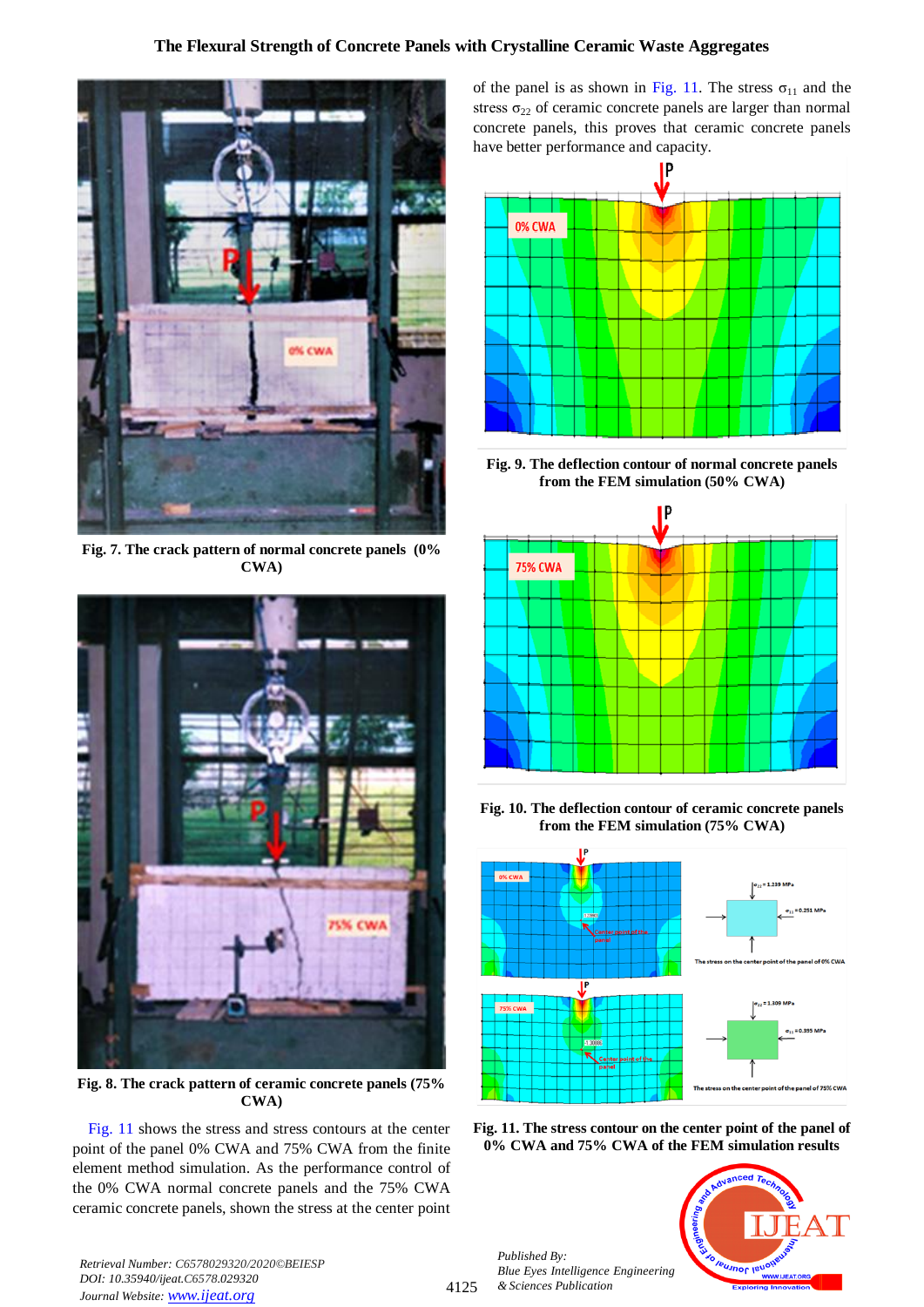Fig. 7. The crack pattern of normal concrete panels (0% CWA)

Fig. 8. The crack pattern of ceramic concrete panels (75% CWA)

Fig. 11 shows the stress and stress contours at the center point of the panel 0% CWA and 75% CWA from the finite element method simulation. As the performance control of the 0% CWA normal concrete panels and the 75% CWA ceramic concrete panels, shown the stress at the center point of the panel is as shown in Fig. 11. The stress $\sigma_{11}$ and the stress $\sigma_{22}$ of ceramic concrete panels are larger than normal concrete panels, this proves that ceramic concrete panels have better performance and capacity.

Fig. 9. The deflection contour of normal concrete panels from the FEM simulation (50% CWA)

Fig. 10. The deflection contour of ceramic concrete panels from the FEM simulation (75% CWA)

Fig. 11. The stress contour on the center point of the panel of 0% CWA and 75% CWA of the FEM simulation results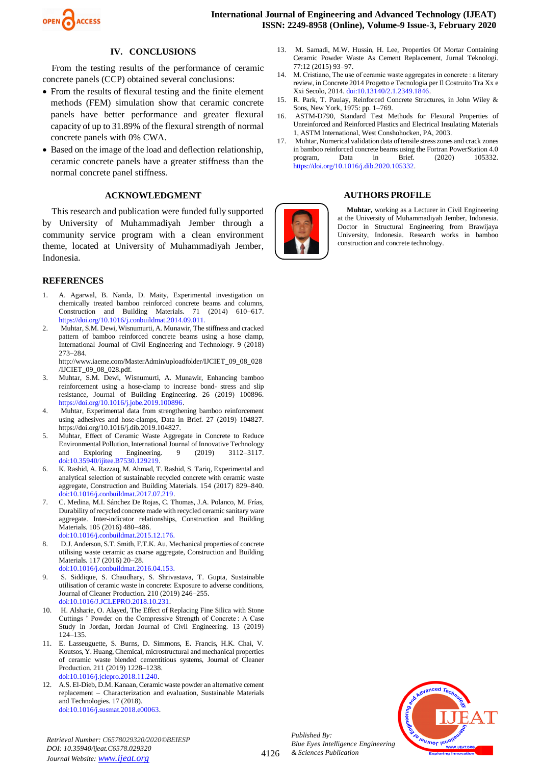## IV. CONCLUSIONS

From the testing results of the performance of ceramic concrete panels (CCP) obtained several conclusions:

- From the results of flexural testing and the finite element methods (FEM) simulation show that ceramic concrete panels have better performance and greater flexural capacity of up to 31.89% of the flexural strength of normal concrete panels with 0% CWA.
- Based on the image of the load and deflection relationship, ceramic concrete panels have a greater stiffness than the normal concrete panel stiffness.

## ACKNOWLEDGMENT

This research and publication were funded fully supported by University of Muhammadiyah Jember through a community service program with a clean environment theme, located at University of Muhammadiyah Jember, Indonesia.

## REFERENCES

1. A. Agarwal, B. Nanda, D. Maity, Experimental investigation on chemically treated bamboo reinforced concrete beams and columns, Construction and Building Materials. 71 (2014) 610–617. https://doi.org/10.1016/j.conbuildmat.2014.09.011.
2. Muhtar, S.M. Dewi, Wisnumurti, A. Munawir, The stiffness and cracked pattern of bamboo reinforced concrete beams using a hose clamp, International Journal of Civil Engineering and Technology. 9 (2018) 273–284. http://www.iaeme.com/MasterAdmin/uploadfolder/IJCIET_09_08_028/IJCIET_09_08_028.pdf.
3. Muhtar, S.M. Dewi, Wisnumurti, A. Munawir, Enhancing bamboo reinforcement using a hose-clamp to increase bond- stress and slip resistance, Journal of Building Engineering. 26 (2019) 100896. https://doi.org/10.1016/j.jobe.2019.100896.
4. Muhtar, Experimental data from strengthening bamboo reinforcement using adhesives and hose-clamps, Data in Brief. 27 (2019) 104827. https://doi.org/10.1016/j.dib.2019.104827.
5. Muhtar, Effect of Ceramic Waste Aggregate in Concrete to Reduce Environmental Pollution, International Journal of Innovative Technology and Exploring Engineering. 9 (2019) 3112–3117. doi:10.35940/ijitee.B7530.129219.
6. K. Rashid, A. Razzaq, M. Ahmad, T. Rashid, S. Tariq, Experimental and analytical selection of sustainable recycled concrete with ceramic waste aggregate, Construction and Building Materials. 154 (2017) 829–840. doi:10.1016/j.conbuildmat.2017.07.219.
7. C. Medina, M.I. Sánchez De Rojas, C. Thomas, J.A. Polanco, M. Frías, Durability of recycled concrete made with recycled ceramic sanitary ware aggregate. Inter-indicator relationships, Construction and Building Materials. 105 (2016) 480–486. doi:10.1016/j.conbuildmat.2015.12.176.
8. D.J. Anderson, S.T. Smith, F.T.K. Au, Mechanical properties of concrete utilising waste ceramic as coarse aggregate, Construction and Building Materials. 117 (2016) 20–28. doi:10.1016/j.conbuildmat.2016.04.153.
9. S. Siddique, S. Chaudhary, S. Shrivastava, T. Gupta, Sustainable utilisation of ceramic waste in concrete: Exposure to adverse conditions, Journal of Cleaner Production. 210 (2019) 246–255. doi:10.1016/J.JCLEPRO.2018.10.231.
10. H. Alsharie, O. Alayed, The Effect of Replacing Fine Silica with Stone Cuttings ' Powder on the Compressive Strength of Concrete : A Case Study in Jordan, Jordan Journal of Civil Engineering. 13 (2019) 124–135.
11. E. Lasseuguette, S. Burns, D. Simmons, E. Francis, H.K. Chai, V. Koutsos, Y. Huang, Chemical, microstructural and mechanical properties of ceramic waste blended cementitious systems, Journal of Cleaner Production. 211 (2019) 1228–1238. doi:10.1016/j.jclepro.2018.11.240.
12. A.S. El-Dieb, D.M. Kanaan, Ceramic waste powder an alternative cement replacement – Characterization and evaluation, Sustainable Materials and Technologies. 17 (2018). doi:10.1016/j.susmat.2018.e00063.
13. M. Samadi, M.W. Hussin, H. Lee, Properties Of Mortar Containing Ceramic Powder Waste As Cement Replacement, Jurnal Teknologi. 77:12 (2015) 93–97.
14. M. Cristiano, The use of ceramic waste aggregates in concrete : a literary review, in Concrete 2014 Progetto e Tecnologia per Il Costruito Tra Xx e Xxi Secolo, 2014. doi:10.13140/2.1.2349.1846.
15. R. Park, T. Paulay, Reinforced Concrete Structures, in John Wiley & Sons, New York, 1975: pp. 1–769.
16. ASTM-D790, Standard Test Methods for Flexural Properties of Unreinforced and Reinforced Plastics and Electrical Insulating Materials 1, ASTM International, West Conshohocken, PA, 2003.
17. Muhtar, Numerical validation data of tensile stress zones and crack zones in bamboo reinforced concrete beams using the Fortran PowerStation 4.0 program, Data in Brief. (2020) 105332. https://doi.org/10.1016/j.dib.2020.105332.

## AUTHORS PROFILE

**Muhtar,** working as a Lecturer in Civil Engineering at the University of Muhammadiyah Jember, Indonesia. Doctor in Structural Engineering from Brawijaya University, Indonesia. Research works in bamboo construction and concrete technology.